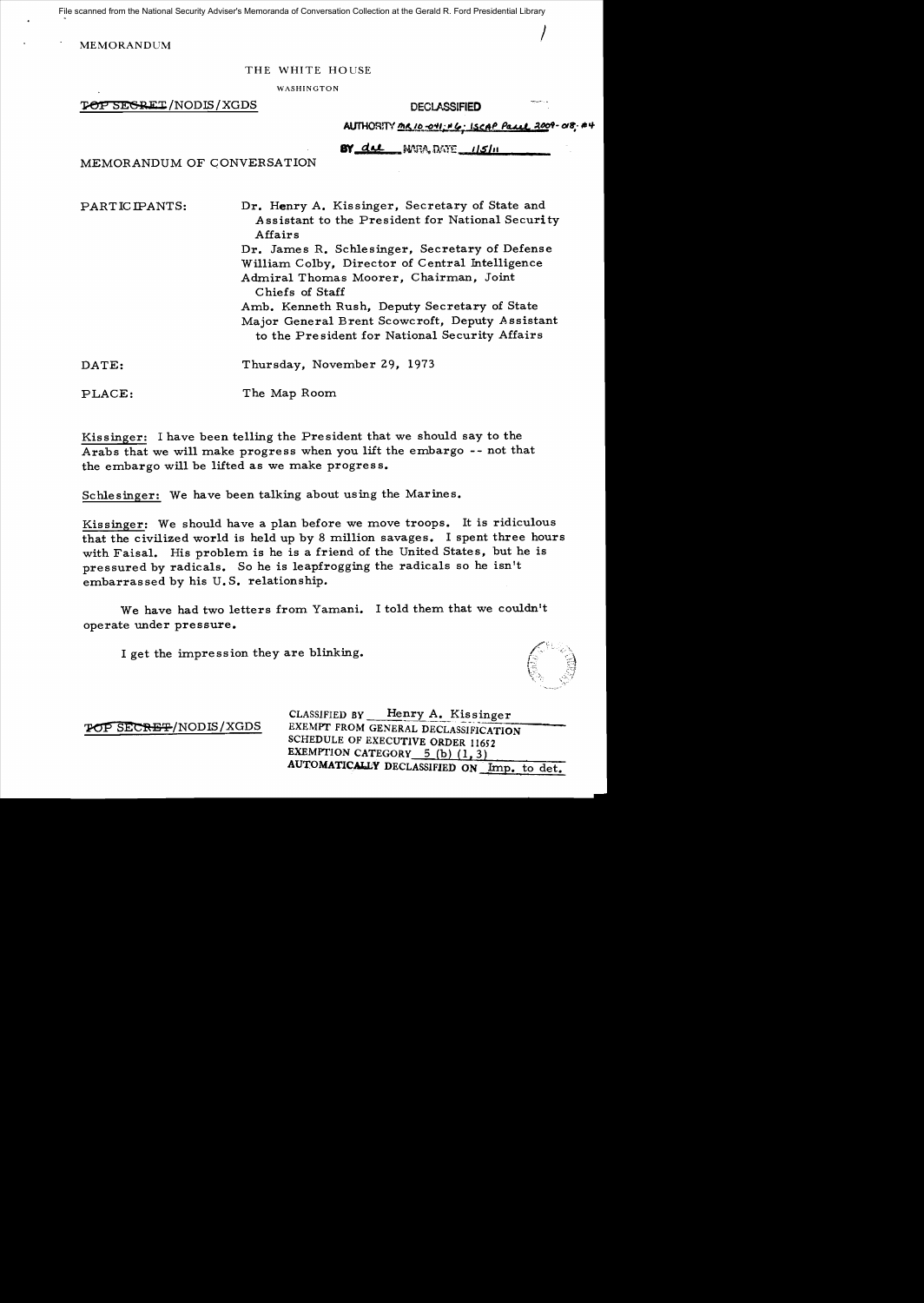File scanned from the National Security Adviser's Memoranda of Conversation Collection at the Gerald R. Ford Presidential Library

MEMORANDUM

THE WHITE HOUSE

WASHINGTON

~~TOP SECRET~~/NODIS/XGDS

**DECLASSIFIED**

AUTHORITY MR 10-041; #6; ISCAP Panel 2009-018; #4

BY dal NARA, DATE 1/5/11

MEMORANDUM OF CONVERSATION

PARTICIPANTS: Dr. Henry A. Kissinger, Secretary of State and Assistant to the President for National Security Affairs
Dr. James R. Schlesinger, Secretary of Defense
William Colby, Director of Central Intelligence
Admiral Thomas Moorer, Chairman, Joint Chiefs of Staff
Amb. Kenneth Rush, Deputy Secretary of State
Major General Brent Scowcroft, Deputy Assistant to the President for National Security Affairs

DATE: Thursday, November 29, 1973

PLACE: The Map Room

Kissinger: I have been telling the President that we should say to the Arabs that we will make progress when you lift the embargo -- not that the embargo will be lifted as we make progress.

Schlesinger: We have been talking about using the Marines.

Kissinger: We should have a plan before we move troops. It is ridiculous that the civilized world is held up by 8 million savages. I spent three hours with Faisal. His problem is he is a friend of the United States, but he is pressured by radicals. So he is leapfrogging the radicals so he isn't embarrassed by his U.S. relationship.

We have had two letters from Yamani. I told them that we couldn't operate under pressure.

I get the impression they are blinking.

~~TOP SECRET~~/NODIS/XGDS

CLASSIFIED BY Henry A. Kissinger
EXEMPT FROM GENERAL DECLASSIFICATION
SCHEDULE OF EXECUTIVE ORDER 11652
EXEMPTION CATEGORY 5 (b) (1, 3)
AUTOMATICALLY DECLASSIFIED ON Imp. to det.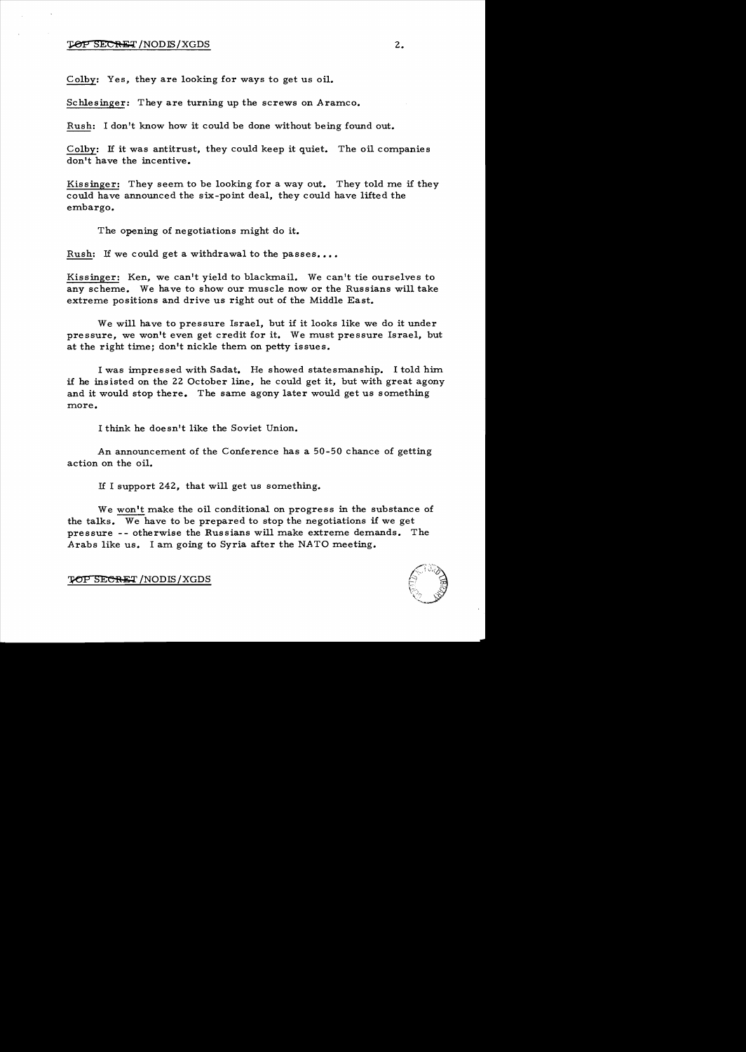Colby: Yes, they are looking for ways to get us oil.

Schlesinger: They are turning up the screws on Aramco.

Rush: I don't know how it could be done without being found out.

Colby: If it was antitrust, they could keep it quiet. The oil companies don't have the incentive.

Kissinger: They seem to be looking for a way out. They told me if they could have announced the six-point deal, they could have lifted the embargo.

The opening of negotiations might do it.

Rush: If we could get a withdrawal to the passes....

Kissinger: Ken, we can't yield to blackmail. We can't tie ourselves to any scheme. We have to show our muscle now or the Russians will take extreme positions and drive us right out of the Middle East.

We will have to pressure Israel, but if it looks like we do it under pressure, we won't even get credit for it. We must pressure Israel, but at the right time; don't nickle them on petty issues.

I was impressed with Sadat. He showed statesmanship. I told him if he insisted on the 22 October line, he could get it, but with great agony and it would stop there. The same agony later would get us something more.

I think he doesn't like the Soviet Union.

An announcement of the Conference has a 50-50 chance of getting action on the oil.

If I support 242, that will get us something.

We won't make the oil conditional on progress in the substance of the talks. We have to be prepared to stop the negotiations if we get pressure -- otherwise the Russians will make extreme demands. The Arabs like us. I am going to Syria after the NATO meeting.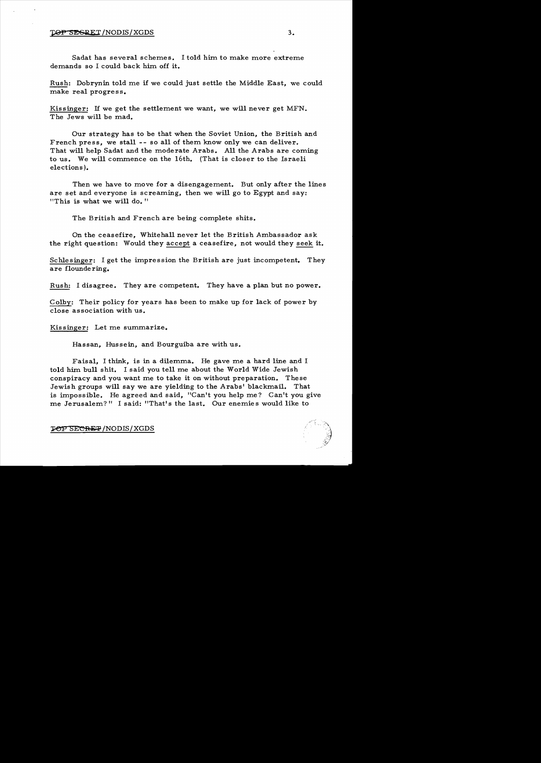Sadat has several schemes. I told him to make more extreme demands so I could back him off it.

Rush: Dobrynin told me if we could just settle the Middle East, we could make real progress.

Kissinger: If we get the settlement we want, we will never get MFN. The Jews will be mad.

Our strategy has to be that when the Soviet Union, the British and French press, we stall -- so all of them know only we can deliver. That will help Sadat and the moderate Arabs. All the Arabs are coming to us. We will commence on the 16th. (That is closer to the Israeli elections).

Then we have to move for a disengagement. But only after the lines are set and everyone is screaming, then we will go to Egypt and say: "This is what we will do."

The British and French are being complete shits.

On the ceasefire, Whitehall never let the British Ambassador ask the right question: Would they accept a ceasefire, not would they seek it.

Schlesinger: I get the impression the British are just incompetent. They are floundering.

Rush: I disagree. They are competent. They have a plan but no power.

Colby: Their policy for years has been to make up for lack of power by close association with us.

Kissinger: Let me summarize.

Hassan, Hussein, and Bourguiba are with us.

Faisal, I think, is in a dilemma. He gave me a hard line and I told him bull shit. I said you tell me about the World Wide Jewish conspiracy and you want me to take it on without preparation. These Jewish groups will say we are yielding to the Arabs' blackmail. That is impossible. He agreed and said, "Can't you help me? Can't you give me Jerusalem?" I said: "That's the last. Our enemies would like to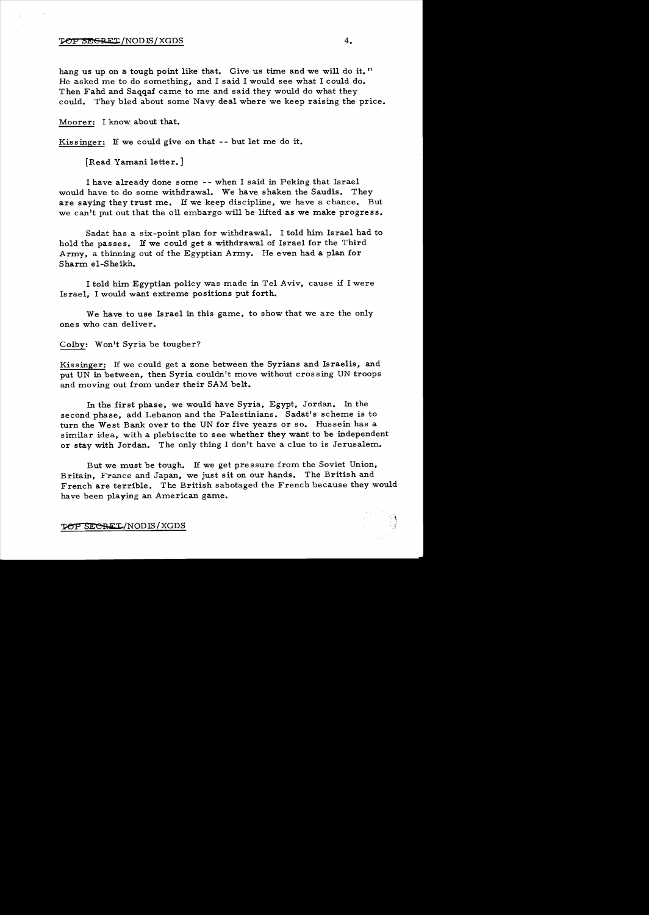hang us up on a tough point like that. Give us time and we will do it." He asked me to do something, and I said I would see what I could do. Then Fahd and Saqqaf came to me and said they would do what they could. They bled about some Navy deal where we keep raising the price.

Moorer: I know about that.

Kissinger: If we could give on that -- but let me do it.

[Read Yamani letter.]

I have already done some -- when I said in Peking that Israel would have to do some withdrawal. We have shaken the Saudis. They are saying they trust me. If we keep discipline, we have a chance. But we can't put out that the oil embargo will be lifted as we make progress.

Sadat has a six-point plan for withdrawal. I told him Israel had to hold the passes. If we could get a withdrawal of Israel for the Third Army, a thinning out of the Egyptian Army. He even had a plan for Sharm el-Sheikh.

I told him Egyptian policy was made in Tel Aviv, cause if I were Israel, I would want extreme positions put forth.

We have to use Israel in this game, to show that we are the only ones who can deliver.

Colby: Won't Syria be tougher?

Kissinger: If we could get a zone between the Syrians and Israelis, and put UN in between, then Syria couldn't move without crossing UN troops and moving out from under their SAM belt.

In the first phase, we would have Syria, Egypt, Jordan. In the second phase, add Lebanon and the Palestinians. Sadat's scheme is to turn the West Bank over to the UN for five years or so. Hussein has a similar idea, with a plebiscite to see whether they want to be independent or stay with Jordan. The only thing I don't have a clue to is Jerusalem.

But we must be tough. If we get pressure from the Soviet Union, Britain, France and Japan, we just sit on our hands. The British and French are terrible. The British sabotaged the French because they would have been playing an American game.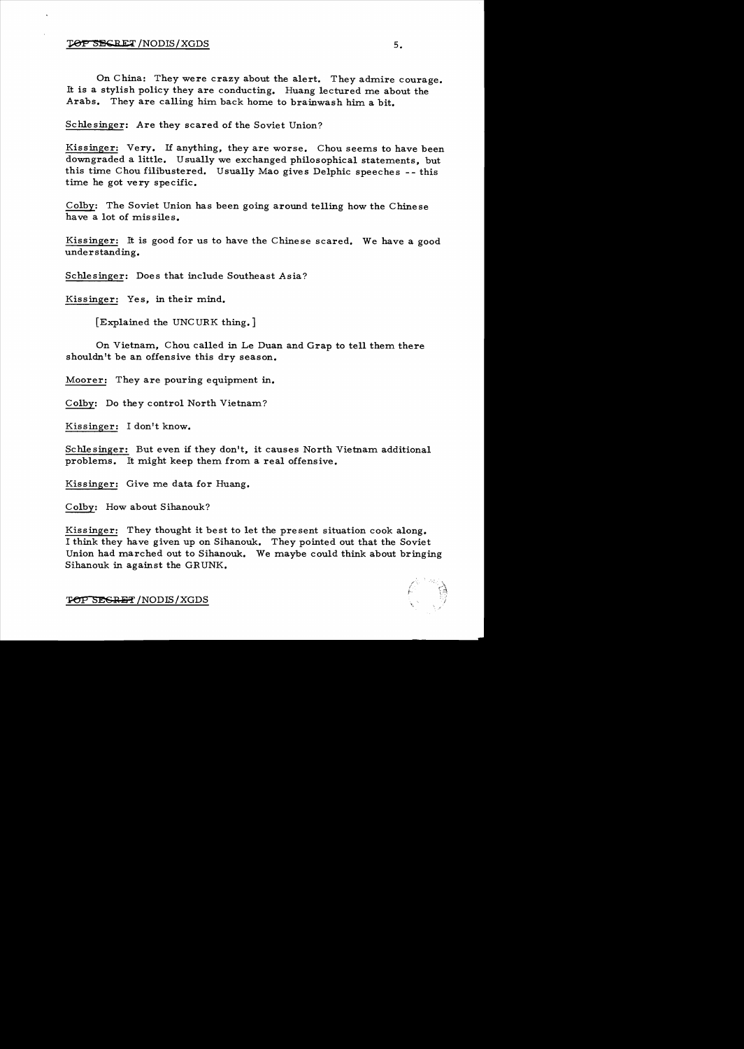On China: They were crazy about the alert. They admire courage. It is a stylish policy they are conducting. Huang lectured me about the Arabs. They are calling him back home to brainwash him a bit.

Schlesinger: Are they scared of the Soviet Union?

Kissinger: Very. If anything, they are worse. Chou seems to have been downgraded a little. Usually we exchanged philosophical statements, but this time Chou filibustered. Usually Mao gives Delphic speeches -- this time he got very specific.

Colby: The Soviet Union has been going around telling how the Chinese have a lot of missiles.

Kissinger: It is good for us to have the Chinese scared. We have a good understanding.

Schlesinger: Does that include Southeast Asia?

Kissinger: Yes, in their mind.

[Explained the UNCURK thing.]

On Vietnam, Chou called in Le Duan and Grap to tell them there shouldn't be an offensive this dry season.

Moorer: They are pouring equipment in.

Colby: Do they control North Vietnam?

Kissinger: I don't know.

Schlesinger: But even if they don't, it causes North Vietnam additional problems. It might keep them from a real offensive.

Kissinger: Give me data for Huang.

Colby: How about Sihanouk?

Kissinger: They thought it best to let the present situation cook along. I think they have given up on Sihanouk. They pointed out that the Soviet Union had marched out to Sihanouk. We maybe could think about bringing Sihanouk in against the GRUNK.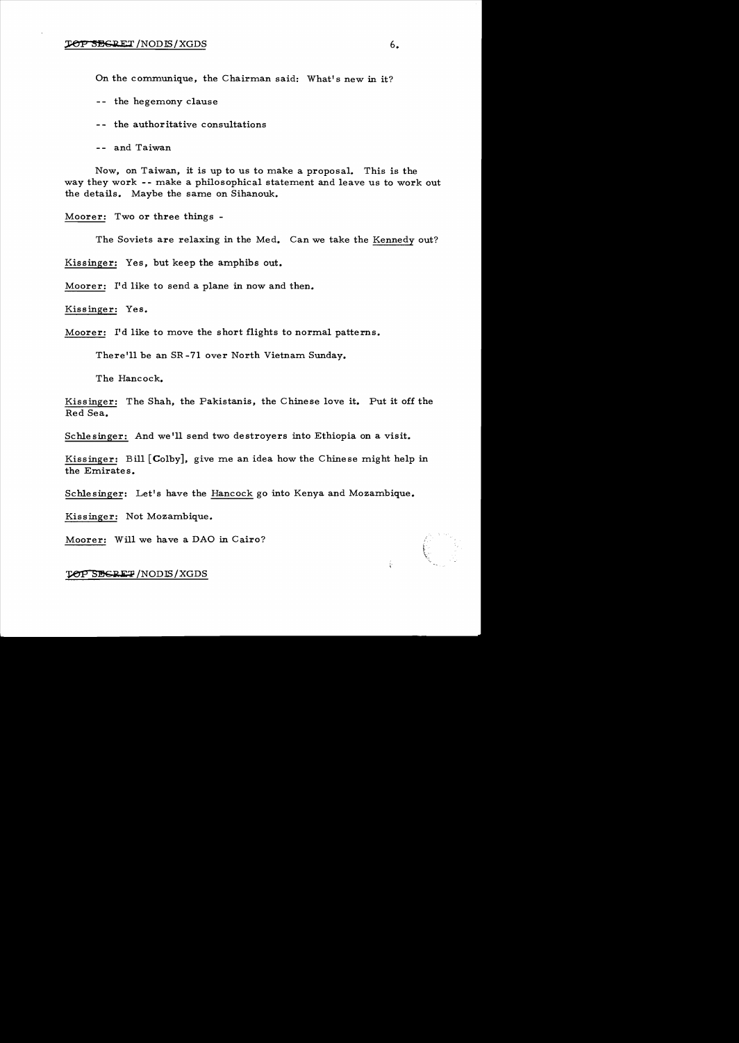On the communique, the Chairman said: What's new in it?

-- the hegemony clause

-- the authoritative consultations

-- and Taiwan

Now, on Taiwan, it is up to us to make a proposal. This is the way they work -- make a philosophical statement and leave us to work out the details. Maybe the same on Sihanouk.

Moorer: Two or three things -

The Soviets are relaxing in the Med. Can we take the Kennedy out?

Kissinger: Yes, but keep the amphibs out.

Moorer: I'd like to send a plane in now and then.

Kissinger: Yes.

Moorer: I'd like to move the short flights to normal patterns.

There'll be an SR-71 over North Vietnam Sunday.

The Hancock.

Kissinger: The Shah, the Pakistanis, the Chinese love it. Put it off the Red Sea.

Schlesinger: And we'll send two destroyers into Ethiopia on a visit.

Kissinger: Bill [Colby], give me an idea how the Chinese might help in the Emirates.

Schlesinger: Let's have the Hancock go into Kenya and Mozambique.

Kissinger: Not Mozambique.

Moorer: Will we have a DAO in Cairo?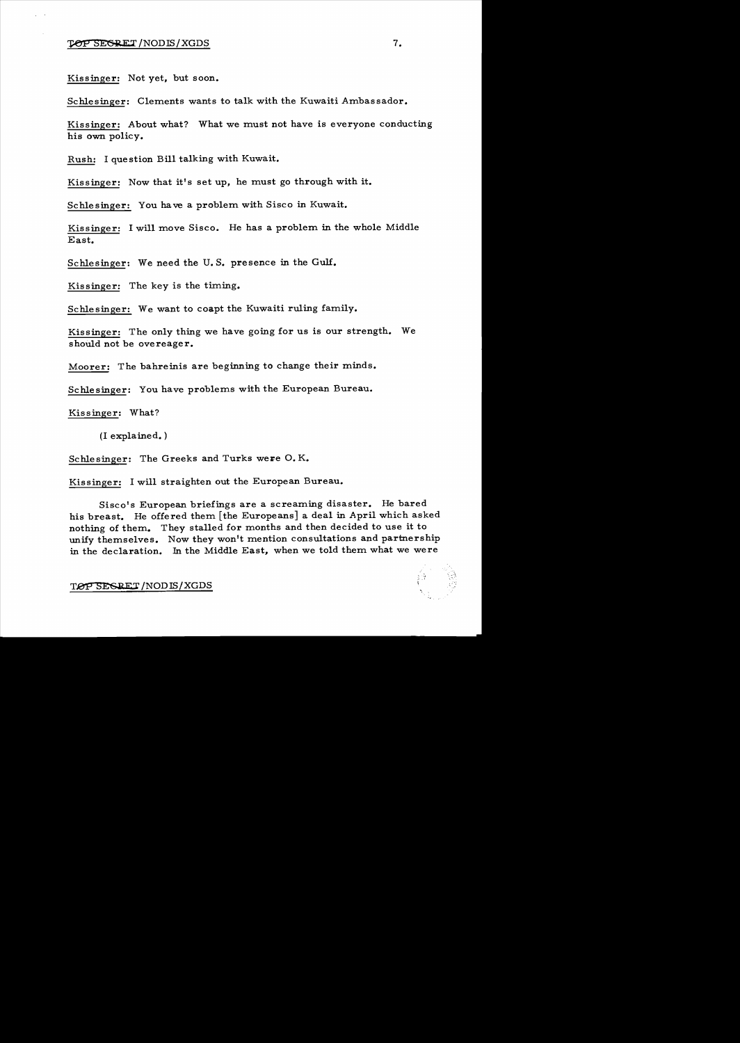Kissinger: Not yet, but soon.

Schlesinger: Clements wants to talk with the Kuwaiti Ambassador.

Kissinger: About what? What we must not have is everyone conducting his own policy.

Rush: I question Bill talking with Kuwait.

Kissinger: Now that it's set up, he must go through with it.

Schlesinger: You have a problem with Sisco in Kuwait.

Kissinger: I will move Sisco. He has a problem in the whole Middle East.

Schlesinger: We need the U.S. presence in the Gulf.

Kissinger: The key is the timing.

Schlesinger: We want to coapt the Kuwaiti ruling family.

Kissinger: The only thing we have going for us is our strength. We should not be overeager.

Moorer: The bahreinis are beginning to change their minds.

Schlesinger: You have problems with the European Bureau.

Kissinger: What?

(I explained.)

Schlesinger: The Greeks and Turks were O.K.

Kissinger: I will straighten out the European Bureau.

Sisco's European briefings are a screaming disaster. He bared his breast. He offered them [the Europeans] a deal in April which asked nothing of them. They stalled for months and then decided to use it to unify themselves. Now they won't mention consultations and partnership in the declaration. In the Middle East, when we told them what we were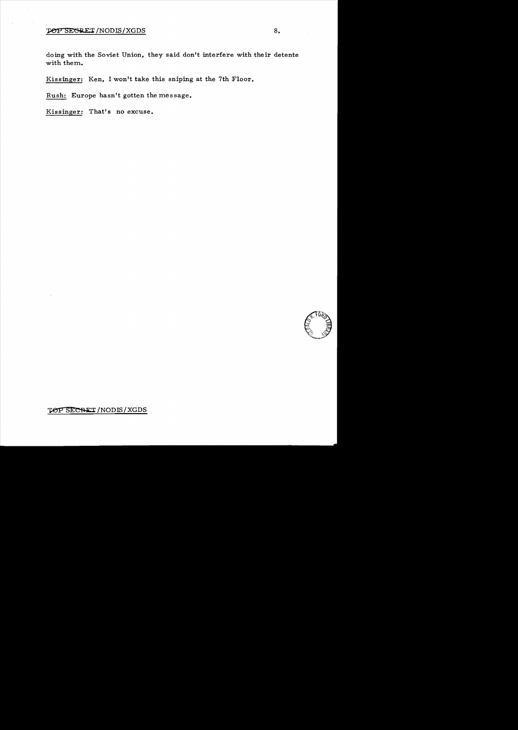doing with the Soviet Union, they said don't interfere with their detente with them.

Kissinger: Ken, I won't take this sniping at the 7th Floor.

Rush: Europe hasn't gotten the message.

Kissinger: That's no excuse.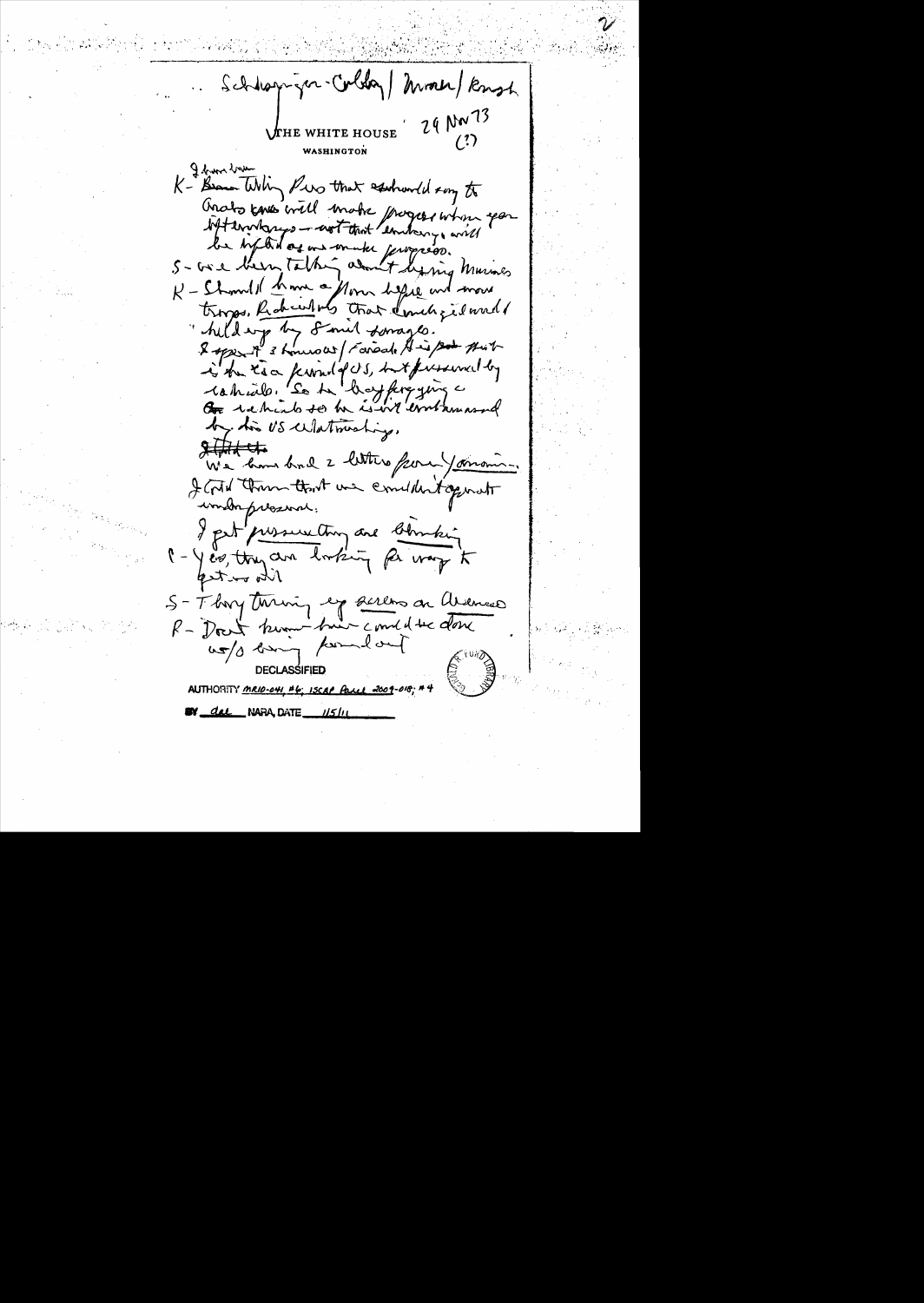Schlesinger-Colby / Moorer / Kraft

THE WHITE HOUSE
WASHINGTON

29 Nov 73
(?)

K- I have been telling Pres that ~~[illegible]~~ Arabs will make progress when you [illegible] embargo — not that embargo will be lifted as we make progress.

S- We've been talking about bringing Marines

K- Should have a plan before we move troops. Rabat told that Arab would hold up by 8 mil dollars.

I spent 3 hours w/ Faisal. He is ~~[illegible]~~ put in the [illegible] U.S. but pressured by radicals. So he keeps saying ~~[illegible]~~ which so he isn't embarrassed by his US relationship.

~~[illegible]~~
We have had 2 letters from Yamani. I told them that we couldn't operate under pressure.

I get pressure they are blinking

C- Yes, they are looking for way to get oil

S- They turning up screws on Aramco

K- Don't know how could be done w/o being found out

DECLASSIFIED
AUTHORITY MR10-041, #6; ISCAP Appeal 2009-018; #4
BY dal NARA, DATE 1/5/11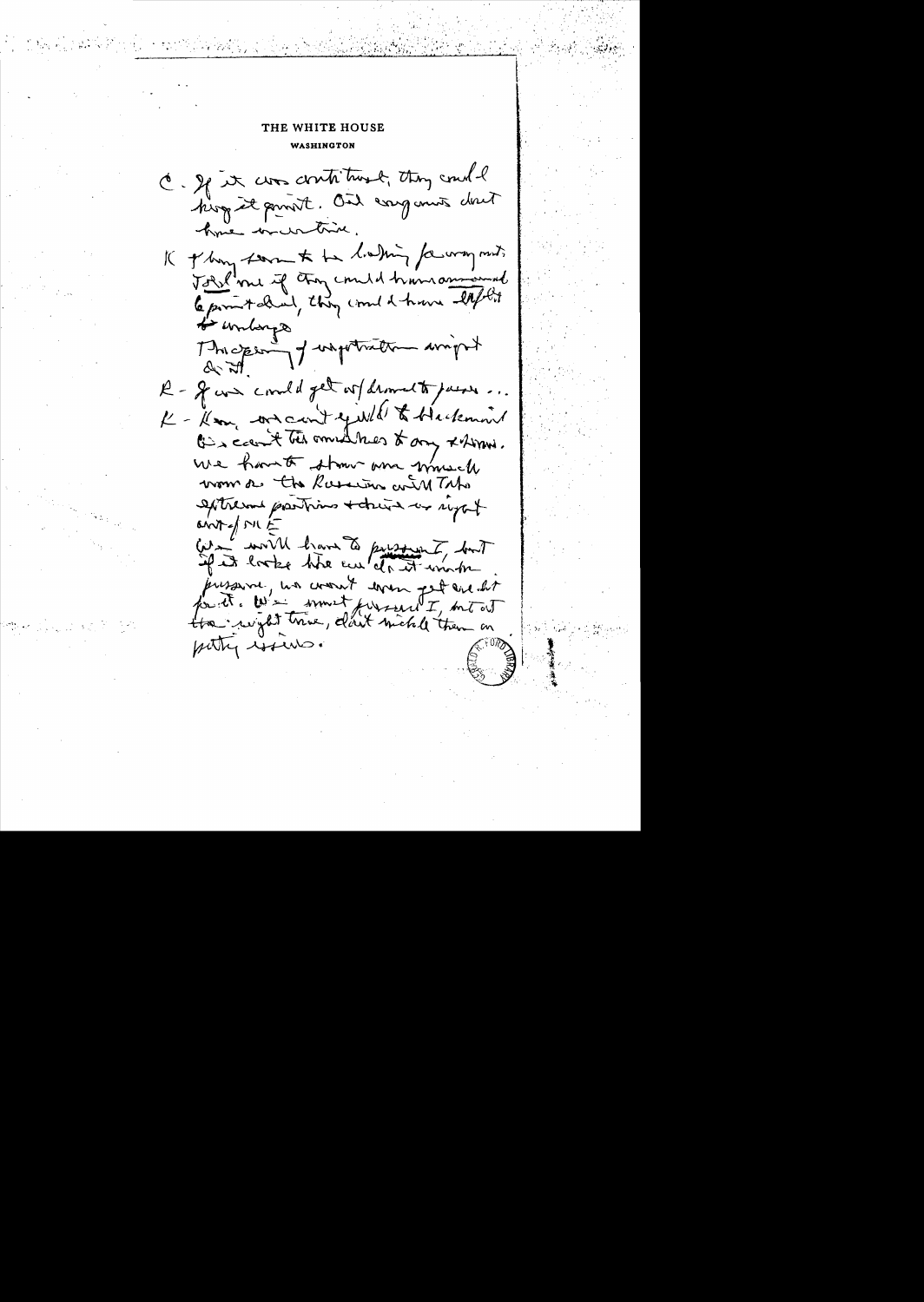# THE WHITE HOUSE

WASHINGTON

C - If it was contituted, they could keep it private. Our arguments don't have much time.

K - They seem to be looking for a way out. Told me if they could have announced 6 points deal, they could have left it unclear.

The opening of negotiation is important to it.

R - If we could get w/drawal to passes...

K - Now, we can't yield to blackmail. We can't tie ourselves to any 7 points. We have to show some muscle; we do the Russians will take extreme positions + there we might end up ME

We will have to pursue it, but if it looks like we do it under pressure, we won't even get credit for it. We must pursue it, but at the right time, don't nickel them on petty issues.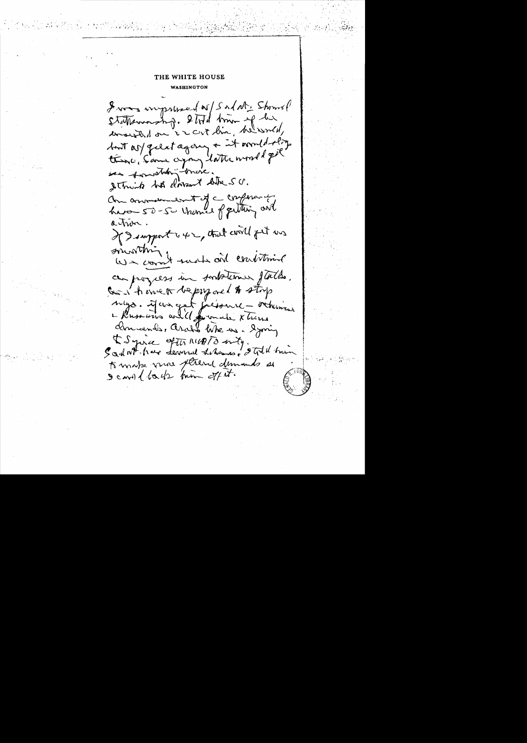# THE WHITE HOUSE

WASHINGTON

I was impressed w/ Sadat. Showed statesmanship. I told him if he insisted on 2-3 cut line, he could, but w/ great agony + it would delay time. Same agony later would get us something more.

I think he's drawn to the SU.

An announcement of a conference has 50-50 chance of getting and action.

If I support 242, that will get us something.

We can't make aid conditional on progress in substance of talks.

Can't honestly be prepared to stop mtgs. If we get pressure — otherwise Russians will go make extreme demands. Arabs like us. Syria + Syria after NATO mtg.

Sadat has several schemes. I told him to make more extreme demands so I could back him off it.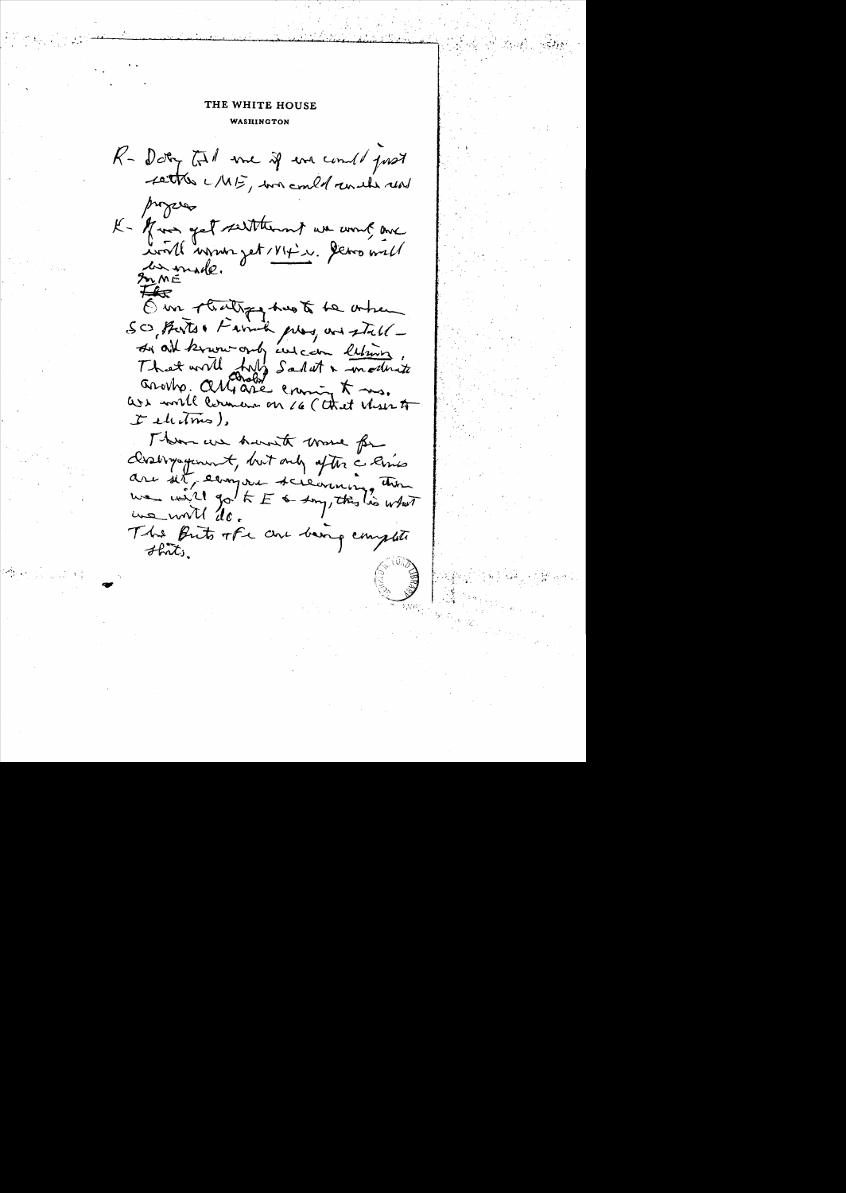# THE WHITE HOUSE

WASHINGTON

R- Dobry [?] tell me if we could just settle ME, we could make real progress

K- If we get settlement we would, and world would get [?]. Zero will be made.

~~Fr~~ In ME

Our strategy has to be other SO, Brits & French press, and stall — so all know only we can deliver. That would help Sadat & moderate Arabs. Arabs are coming to us. We will commence on 16 (that is after Israeli elections).

Then we have to move for disengagement, but only after Israelis are set, everyone screaming, then we will go to E & say, this is what we will do.

The Brits & Fr are being complete shits.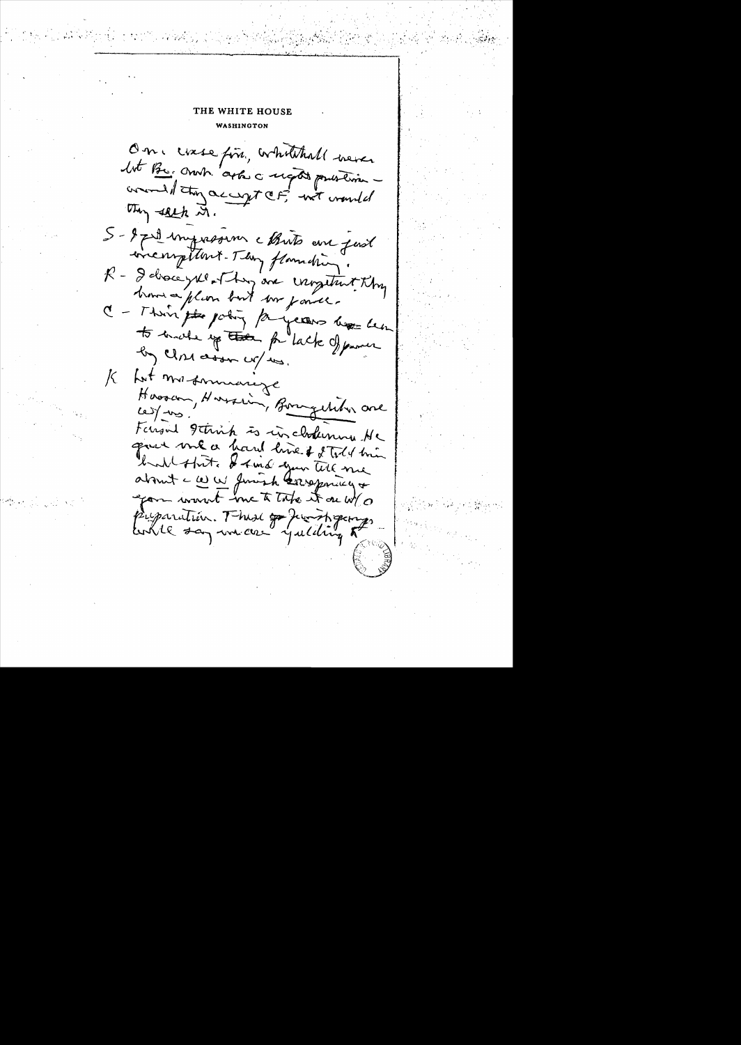# THE WHITE HOUSE

WASHINGTON

On a cease fire, Whitehall never let Br. Amb. ask a right question — would they accept CF, not would they seek it.

S - I get impression the Brits are just incompetent. They floundering.

R - I disagree. They are competent. They have a plan but no power.

C - Their policy for years has been to make up for lack of power by close assoc w/ us.

K Let me summarize

Hassan, Hussein, Bourguiba are w/ us.

Faisal I think is unclear. He gave me a hard line & I told him I will that. I said you tell me about the USSR Jewish conspiracy & you want me to take it on w/o preparation. Those Jewish groups would say we are yielding to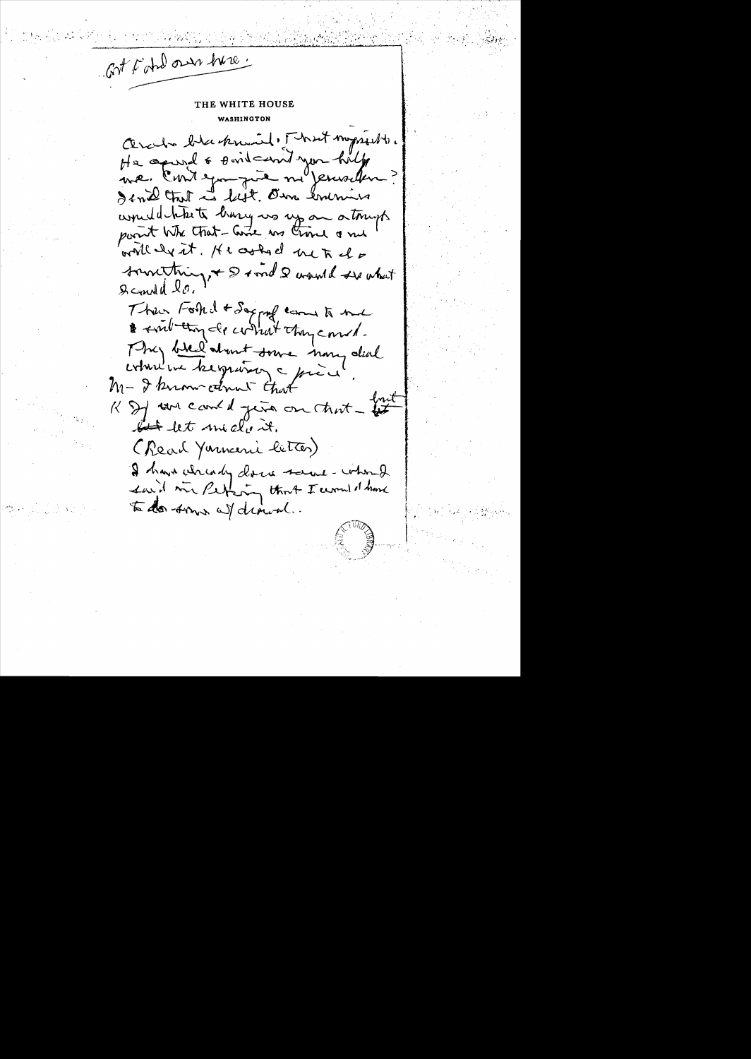Get Ford over here.

THE WHITE HOUSE
WASHINGTON

Arabs blackmail. That impressed. He agreed & said can't you help me. Can't you give me Jerusalem? I said that is lost. Our enemies would like to bring us up on a trumped point like that – Come in time & we will do it. He asked me to do something, & I said I would see what I could do.

Then Fahd & Saqqaf came to me & said they do what they could. They talked about some money deal which we keeping c price.

M – I know about that

K If we could give on that – but let me do it.

(Read Yamani letter)

I have already done some – when I said in Beijing that I would have to do something w/ demand.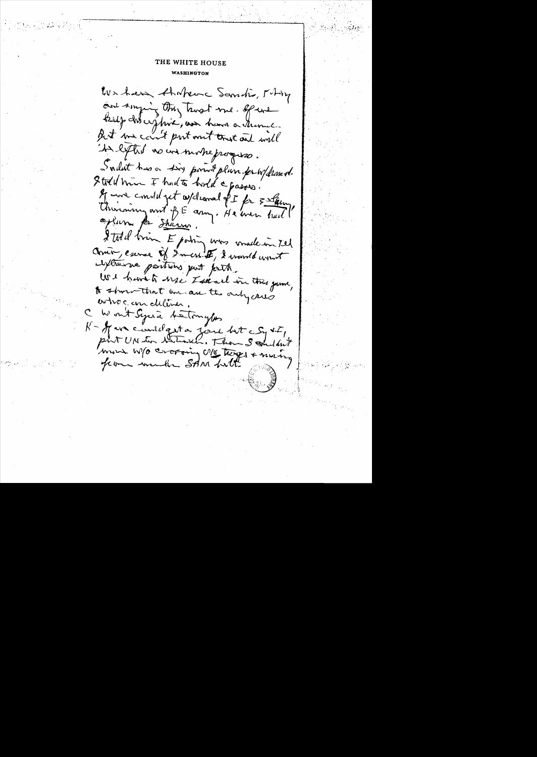THE WHITE HOUSE
WASHINGTON

We have thrown Sandis, Foting and saying they trust me. If we keep dis cy them, we have a chance. But we can't put out trust and will be lifted no more progress.

Sadat has a six point plan for w/drawal. I told him I had to hold c passes. If we could get w/drawal of I for 3 Egy thinning out of E army. He even had 1 option for Sharm.

I told him E policy was made in Tel Aviv, cause of Israeli E, I would want extreme positions put forth.

We have to use Israel in this game, to show that we are the only ones who can deliver.

C Won't Syria be troublesome

K - If we could get a zone bet c Sy & I, put UN in between. Then S couldn't move w/o crossing U/N troops & moving from under SAM belt.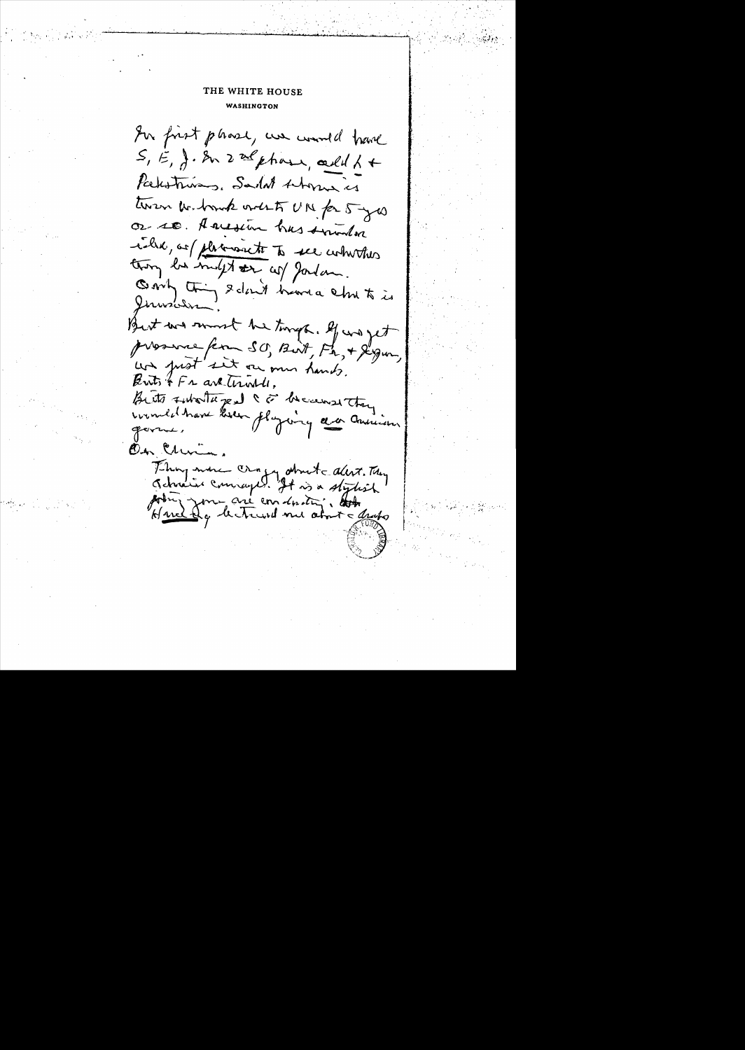THE WHITE HOUSE

WASHINGTON

In first phase, we would have S, E, J. In 2nd phase, add L + Palestinians. Sadat scheme is turn W. Bank over to UN for 5 yrs or so. Assad has similar idea, w/ plebiscite to see whether they be indept or w/ Jordan. Only thing I don't have a clue to is Jerusalem.

But we must be tough. If we get pressure from SU, Brit, Fr, + Japan, we just sit on our hands.

Brits + Fr are trouble.

Brits sabotaged CC because they would have been playing an American game.

On China.

They were crazy about c alert. They admire courage. It is a stylish thing you are conducting. Hua Kuo-feng lectured me about c dangers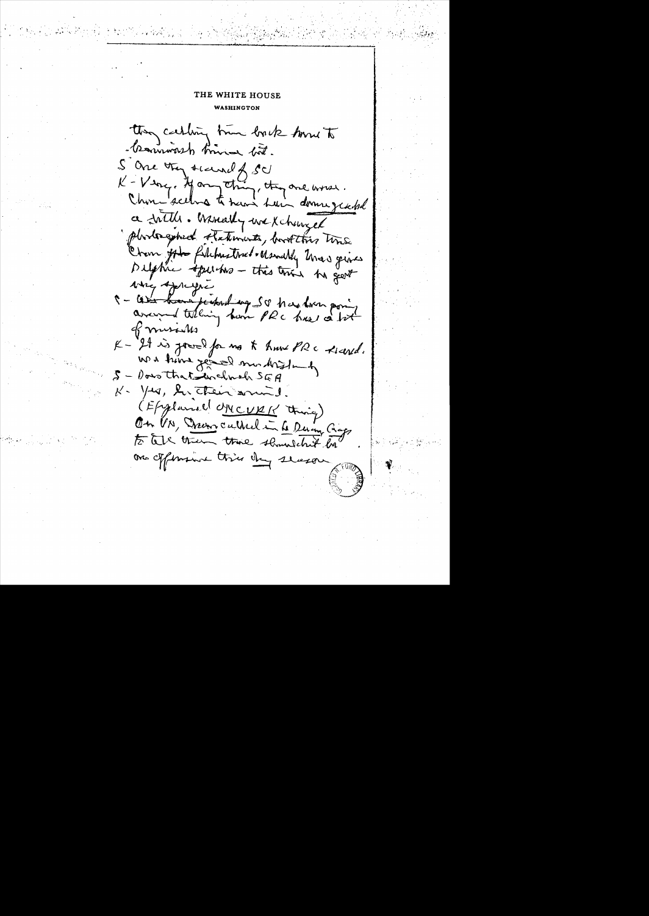THE WHITE HOUSE

WASHINGTON

they calling him back home to brainwash him a bit.

S Are they scared of SU

K - Very. If anything, they are worse. Chou seems to have been downgraded a little. Usually we exchanged photographed statements, but this time Chou ~~felt~~ felt frustrated. Usually Mao gives Delphic sayings – this time he got very specific

S – ~~We have picked up~~ SU has been going around telling how PRC has a lot of missiles

K – It is good for us to have PRC scared. We have gained much leverage.

S – Does that include SEA

K – Yes, in their mind.

(Explained ANCURK thing)

On VN, Chou called in Le Duan Giap to tell them there shouldn't be an offensive this dry season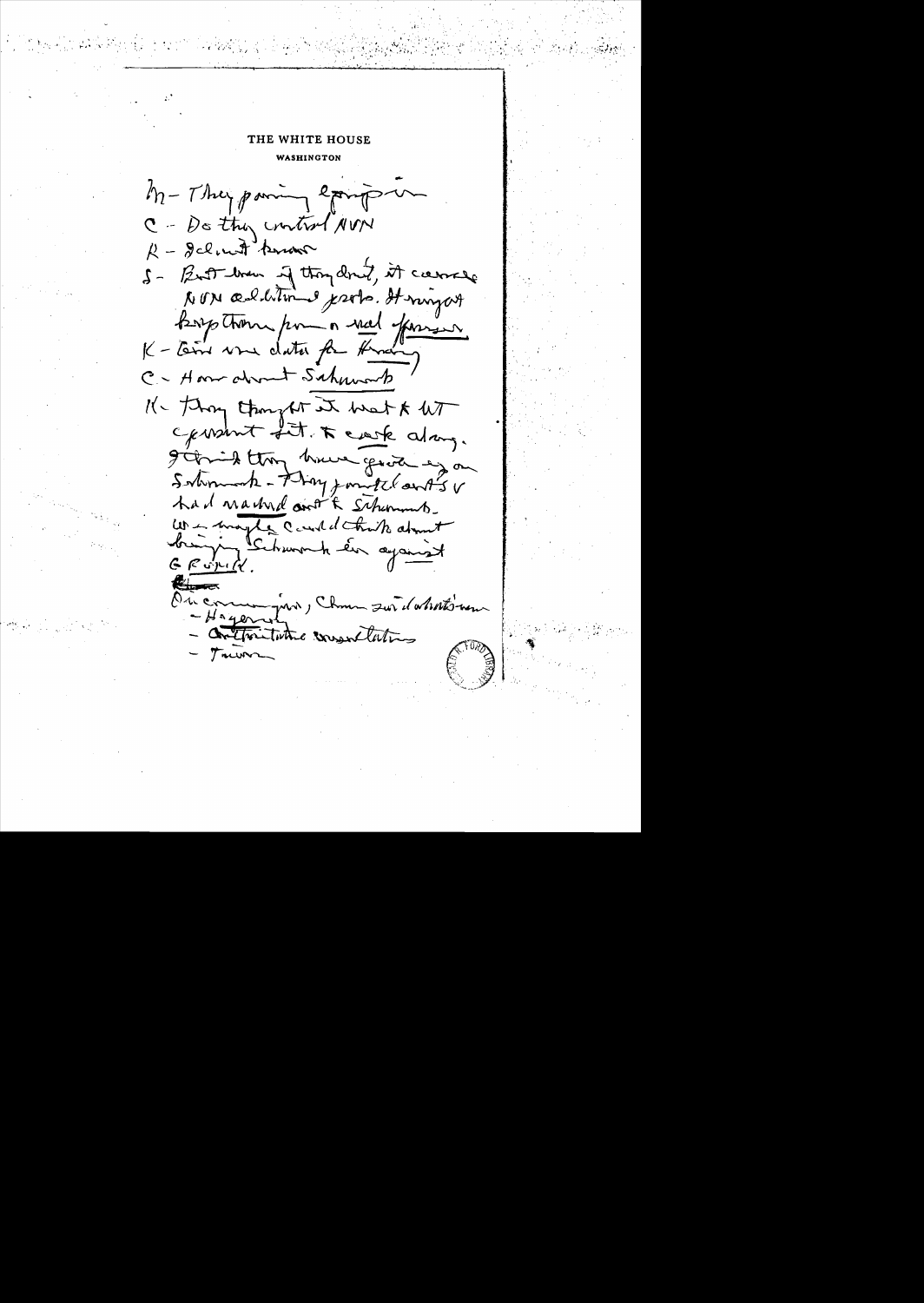THE WHITE HOUSE

WASHINGTON

M - They paring equip in

C - Do they control NVN

K - I do not know

S - But even if they don't, it causes NVN additional probs. It using it keep them from a real offensive

K - Give me data for Hanoi

C - How about Schmidt

K - They thought it best to WT current set. to coast along. I think they have grits eye on Schmidt - They [?] and [?] had worked out to Schmidt. We maybe could think about bringing Schmidt in against GRomyk.

On economic points, Chmn [?] Hagen - Contributive consultation - Tain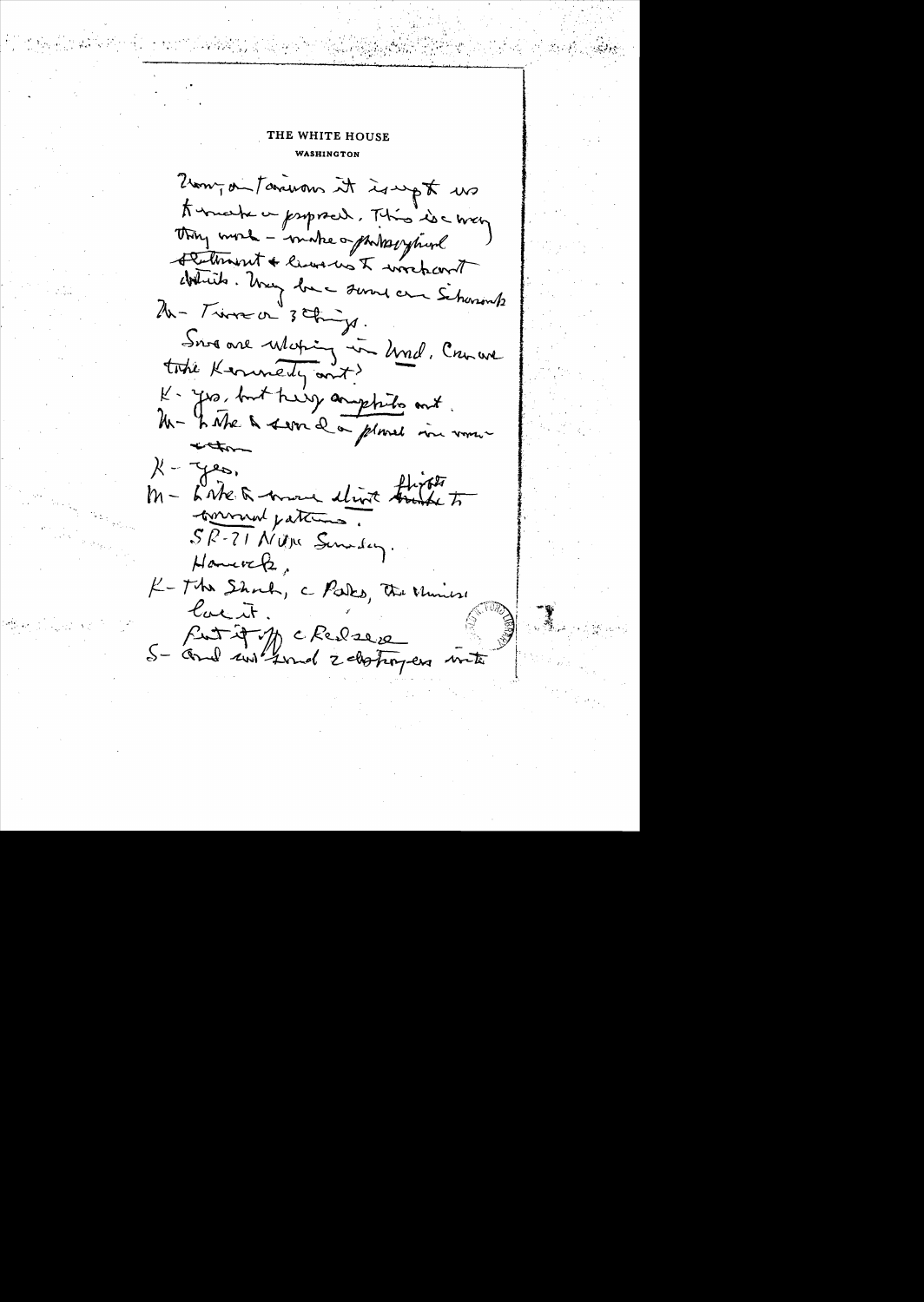THE WHITE HOUSE

WASHINGTON

Very important it is up to us to make a proposal. This is a very tiny move - make a philosophical statement & leave us to work out details. May be a forum in Schmidt

M - Time or 3 things.

Soviets are whipping in Ind. Can we take Kennedy out?

K - Yes, but they are upset about it.

M - Like to send a plane in now - action

K - Yes.

M - Like to move direct flights to normal patterns.

SR-71 Near Sunday.

Hancock,

K - The Shah, c Paks, the Chinese love it.

Put it off c Red scare

S - And we found 2 destroyers into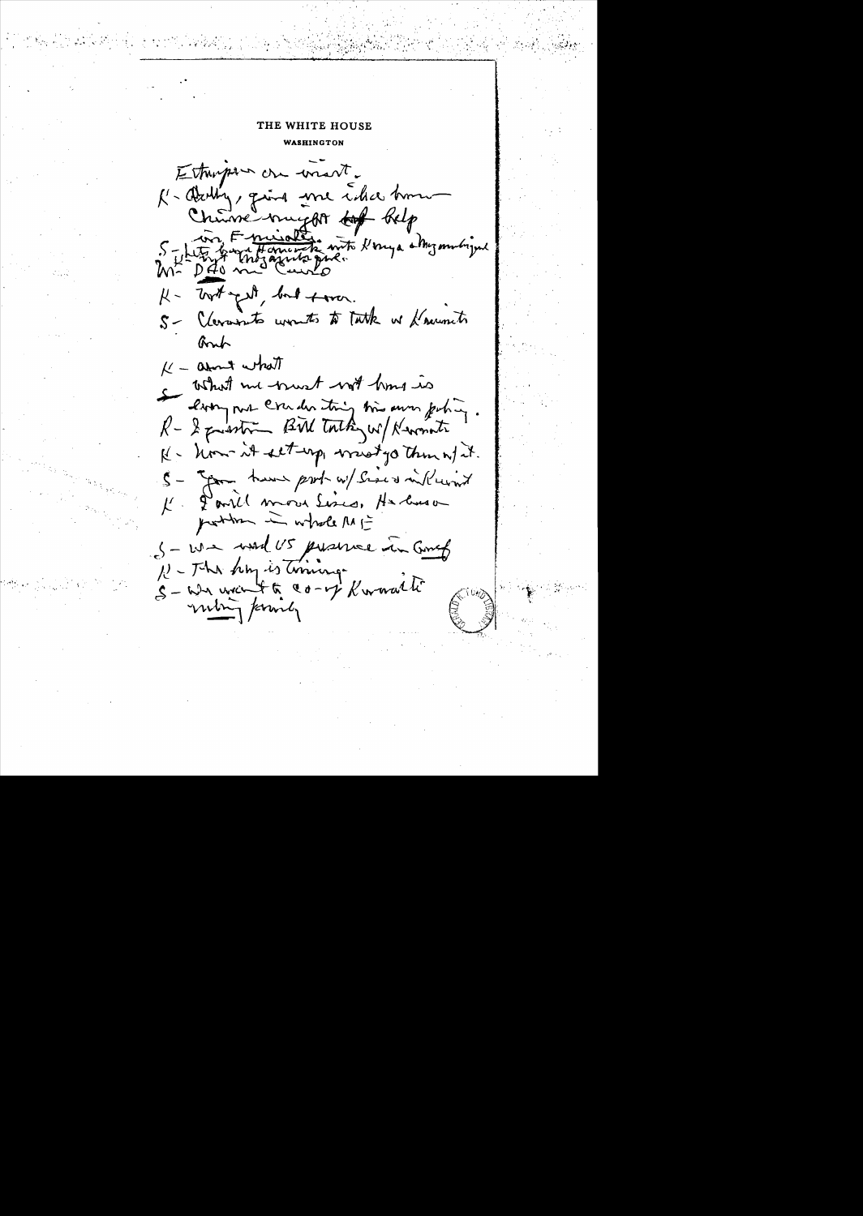# THE WHITE HOUSE

WASHINGTON

Ethiopia on init.

K - Oddly, giving me idea how Chinese might help

S - Into Frelimo & Harambe into Kenya & Mozambique.

K - That's it, but how.

S - Clements wants to talk w Kuwaiti Amb

K - about what

S - What we must not have is everyone else doing his own policy.

R - 2 question Bill talking w/ Kuwaiti

K - How it set-up, must go thru w/ it.

S - You have prob w/ Sisco in Kuwait

K - I will move Sisco, He has a position in whole ME

S - We need US presence in Gulf

K - The key is timing.

S - We want to co-op Kuwaiti ruling family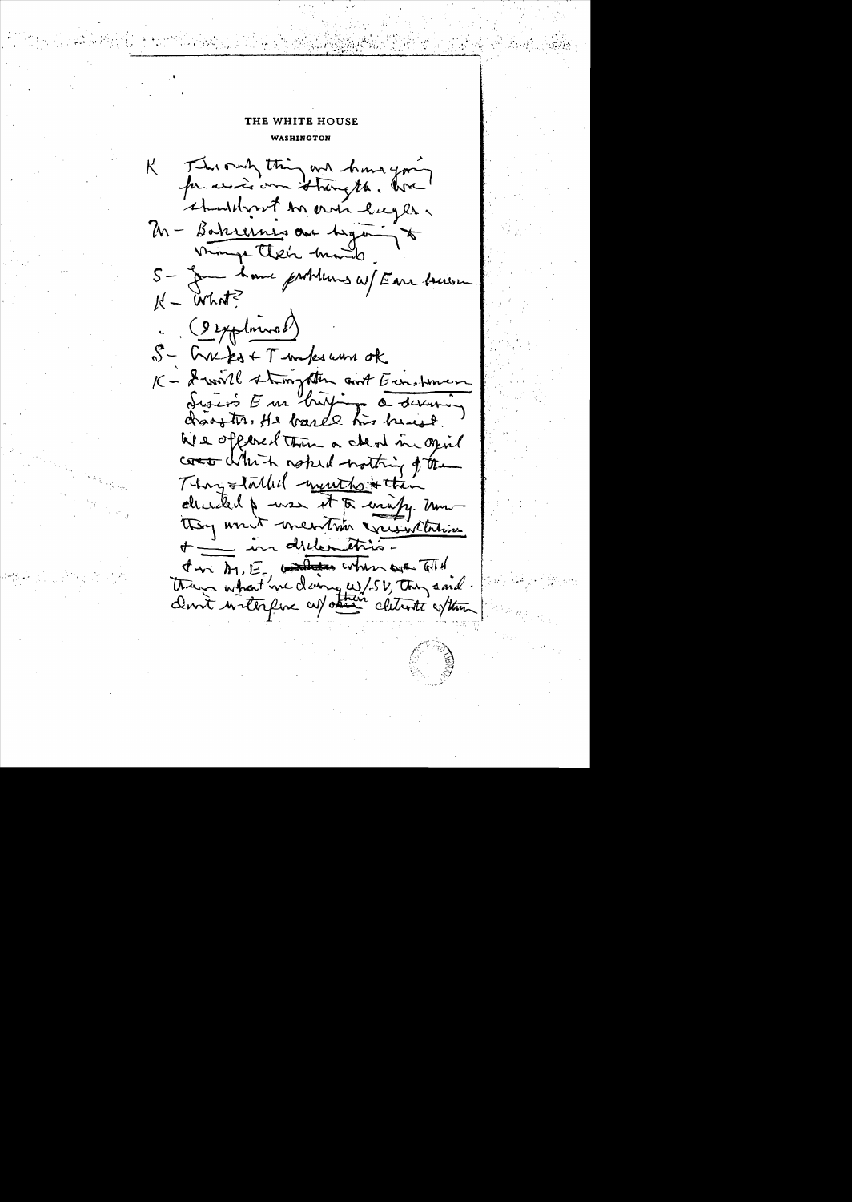THE WHITE HOUSE

WASHINGTON

K – The only thing we have going for us is our strength. We shouldn't be over eager.

M – Bahrainis are beginning to change their minds.

S – You have problems w/ Eur. because

K – What?

(I explained)

S – Greeks & Turks seem ok

K – I will straighten out Europeans. Sisco's E. m. buying a disarming disaster. He bared his breast. We offered them a deal in April which asked nothing of them. They stalled months & then decided to use it to unify. Now they won't mention consultation & — in declaration.

On M. E. when we told them what we're doing w/ SU, they said: Don't interfere w/ their efforts w/ them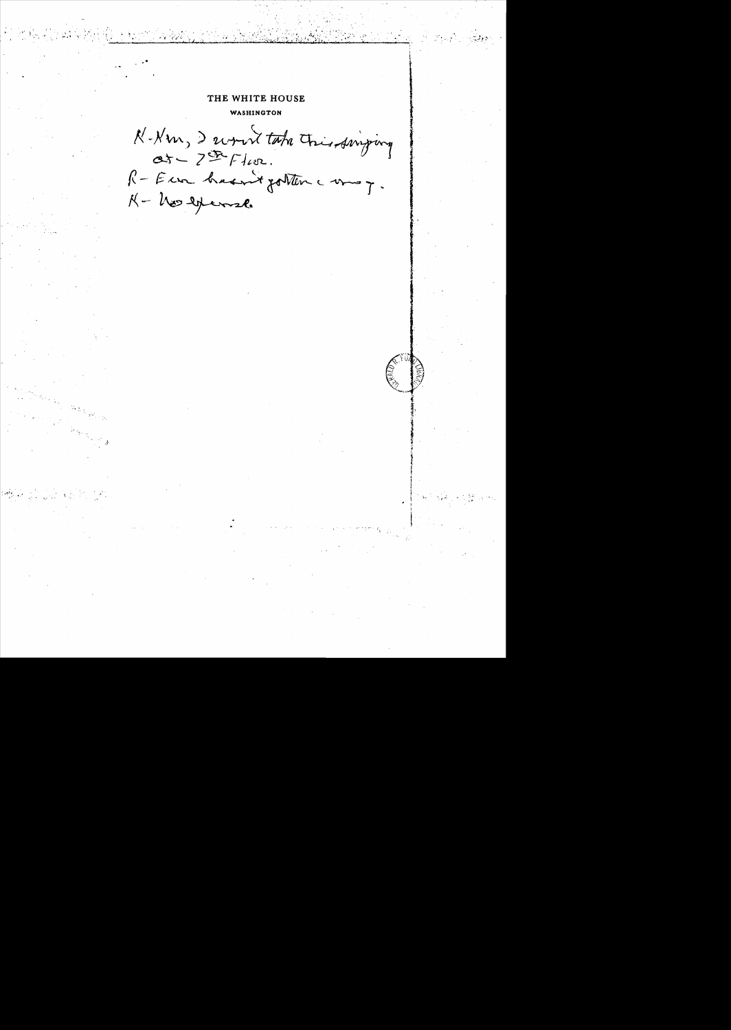THE WHITE HOUSE

WASHINGTON

K-Nixon, I won't take this sniping at 7th Floor.
R-Even hasn't gotten c ?.
K-No offense.